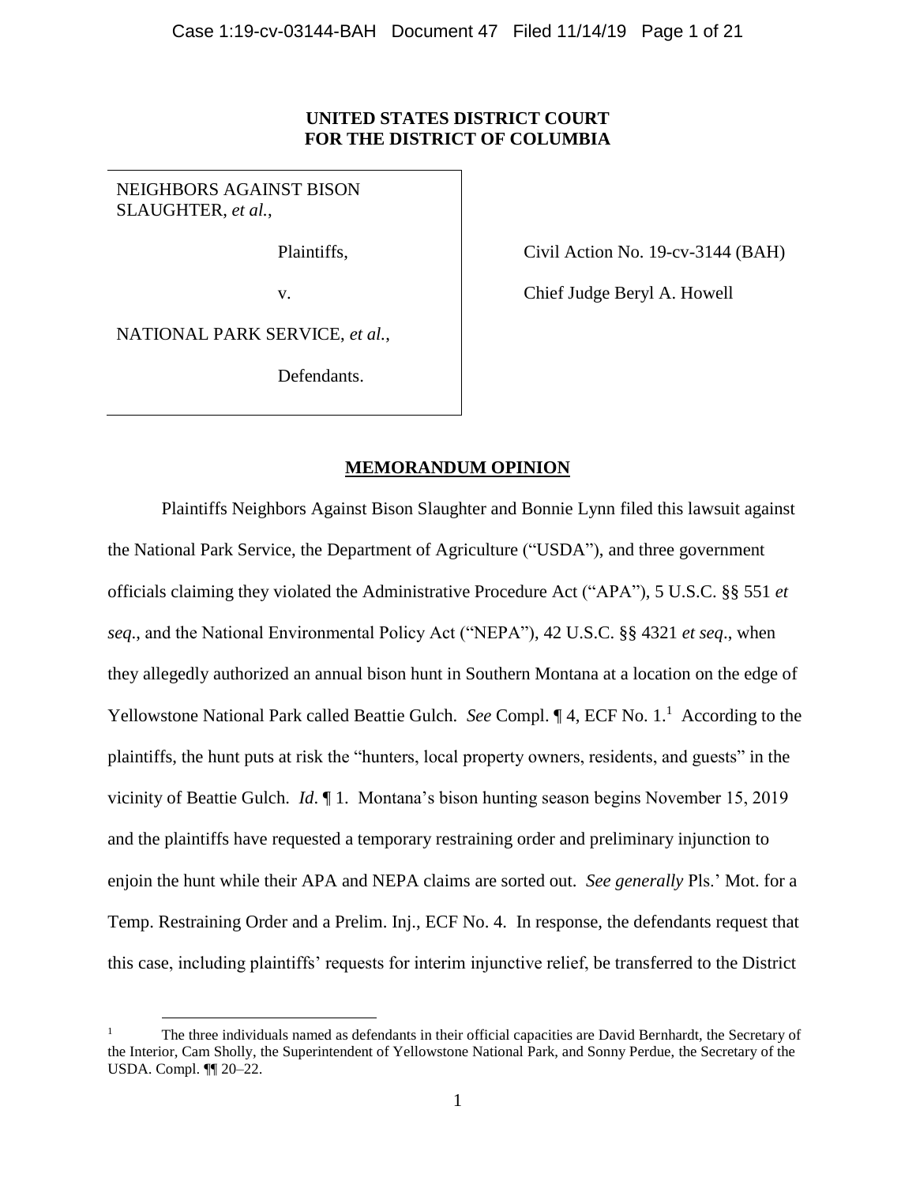**UNITED STATES DISTRICT COURT**
**FOR THE DISTRICT OF COLUMBIA**

| | |
|---|---|
| NEIGHBORS AGAINST BISON SLAUGHTER, *et al.*,<br><br>Plaintiffs,<br><br>v.<br><br>NATIONAL PARK SERVICE, *et al.*,<br><br>Defendants. | Civil Action No. 19-cv-3144 (BAH)<br><br>Chief Judge Beryl A. Howell |

## MEMORANDUM OPINION

Plaintiffs Neighbors Against Bison Slaughter and Bonnie Lynn filed this lawsuit against the National Park Service, the Department of Agriculture ("USDA"), and three government officials claiming they violated the Administrative Procedure Act ("APA"), 5 U.S.C. §§ 551 *et seq*., and the National Environmental Policy Act ("NEPA"), 42 U.S.C. §§ 4321 *et seq*., when they allegedly authorized an annual bison hunt in Southern Montana at a location on the edge of Yellowstone National Park called Beattie Gulch. *See* Compl. ¶ 4, ECF No. 1.[1] According to the plaintiffs, the hunt puts at risk the "hunters, local property owners, residents, and guests" in the vicinity of Beattie Gulch. *Id*. ¶ 1. Montana's bison hunting season begins November 15, 2019 and the plaintiffs have requested a temporary restraining order and preliminary injunction to enjoin the hunt while their APA and NEPA claims are sorted out. *See generally* Pls.' Mot. for a Temp. Restraining Order and a Prelim. Inj., ECF No. 4. In response, the defendants request that this case, including plaintiffs' requests for interim injunctive relief, be transferred to the District

[1] The three individuals named as defendants in their official capacities are David Bernhardt, the Secretary of the Interior, Cam Sholly, the Superintendent of Yellowstone National Park, and Sonny Perdue, the Secretary of the USDA. Compl. ¶¶ 20–22.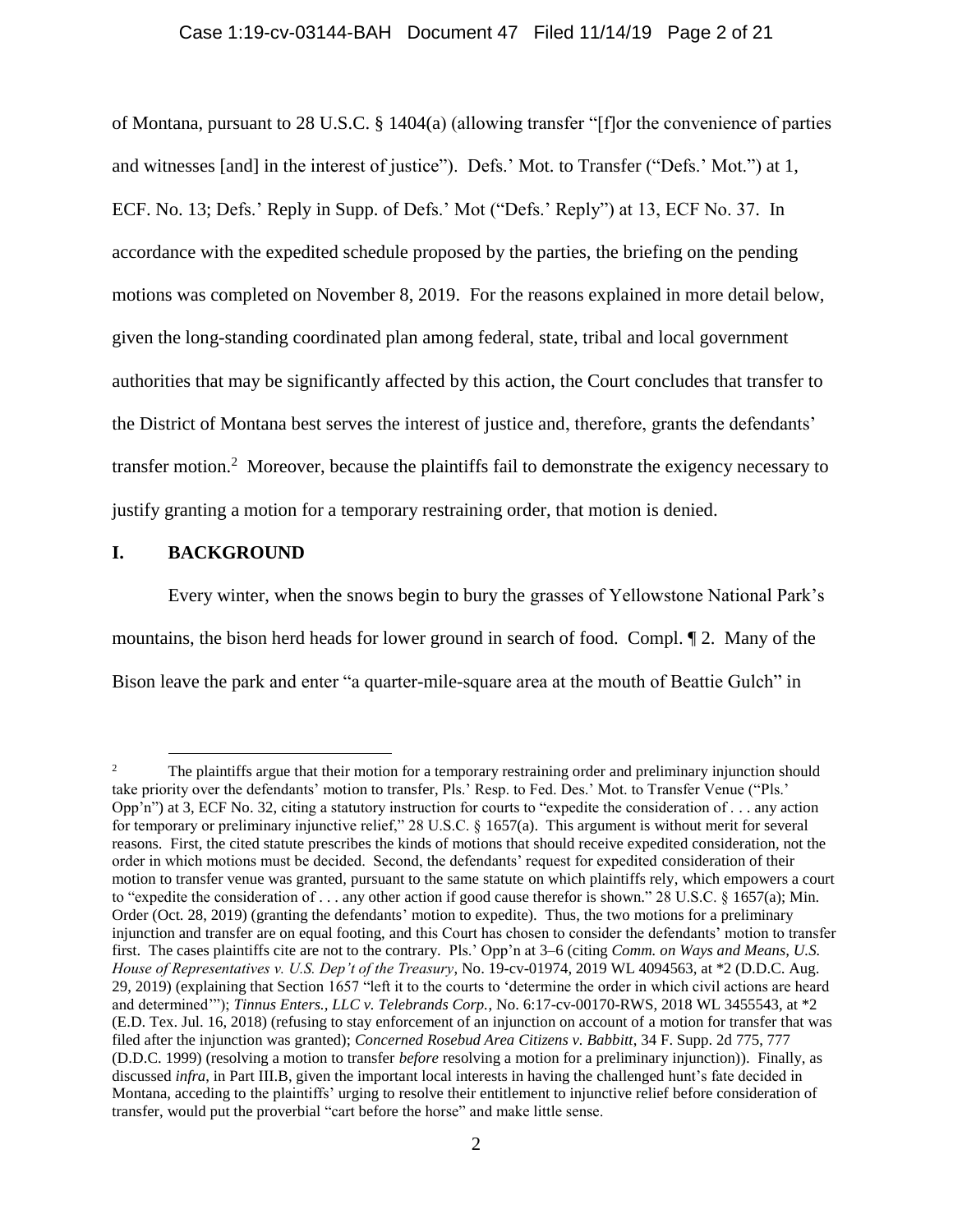of Montana, pursuant to 28 U.S.C. § 1404(a) (allowing transfer "[f]or the convenience of parties and witnesses [and] in the interest of justice"). Defs.' Mot. to Transfer ("Defs.' Mot.") at 1, ECF. No. 13; Defs.' Reply in Supp. of Defs.' Mot ("Defs.' Reply") at 13, ECF No. 37. In accordance with the expedited schedule proposed by the parties, the briefing on the pending motions was completed on November 8, 2019. For the reasons explained in more detail below, given the long-standing coordinated plan among federal, state, tribal and local government authorities that may be significantly affected by this action, the Court concludes that transfer to the District of Montana best serves the interest of justice and, therefore, grants the defendants' transfer motion.[2] Moreover, because the plaintiffs fail to demonstrate the exigency necessary to justify granting a motion for a temporary restraining order, that motion is denied.

## I. BACKGROUND

Every winter, when the snows begin to bury the grasses of Yellowstone National Park's mountains, the bison herd heads for lower ground in search of food. Compl. ¶ 2. Many of the Bison leave the park and enter "a quarter-mile-square area at the mouth of Beattie Gulch" in

---

[2] The plaintiffs argue that their motion for a temporary restraining order and preliminary injunction should take priority over the defendants' motion to transfer, Pls.' Resp. to Fed. Des.' Mot. to Transfer Venue ("Pls.' Opp'n") at 3, ECF No. 32, citing a statutory instruction for courts to "expedite the consideration of . . . any action for temporary or preliminary injunctive relief," 28 U.S.C. § 1657(a). This argument is without merit for several reasons. First, the cited statute prescribes the kinds of motions that should receive expedited consideration, not the order in which motions must be decided. Second, the defendants' request for expedited consideration of their motion to transfer venue was granted, pursuant to the same statute on which plaintiffs rely, which empowers a court to "expedite the consideration of . . . any other action if good cause therefor is shown." 28 U.S.C. § 1657(a); Min. Order (Oct. 28, 2019) (granting the defendants' motion to expedite). Thus, the two motions for a preliminary injunction and transfer are on equal footing, and this Court has chosen to consider the defendants' motion to transfer first. The cases plaintiffs cite are not to the contrary. Pls.' Opp'n at 3–6 (citing *Comm. on Ways and Means, U.S. House of Representatives v. U.S. Dep't of the Treasury*, No. 19-cv-01974, 2019 WL 4094563, at *2 (D.D.C. Aug. 29, 2019) (explaining that Section 1657 "left it to the courts to 'determine the order in which civil actions are heard and determined'"); *Tinnus Enters., LLC v. Telebrands Corp.*, No. 6:17-cv-00170-RWS, 2018 WL 3455543, at *2 (E.D. Tex. Jul. 16, 2018) (refusing to stay enforcement of an injunction on account of a motion for transfer that was filed after the injunction was granted); *Concerned Rosebud Area Citizens v. Babbitt*, 34 F. Supp. 2d 775, 777 (D.D.C. 1999) (resolving a motion to transfer *before* resolving a motion for a preliminary injunction)). Finally, as discussed *infra*, in Part III.B, given the important local interests in having the challenged hunt's fate decided in Montana, acceding to the plaintiffs' urging to resolve their entitlement to injunctive relief before consideration of transfer, would put the proverbial "cart before the horse" and make little sense.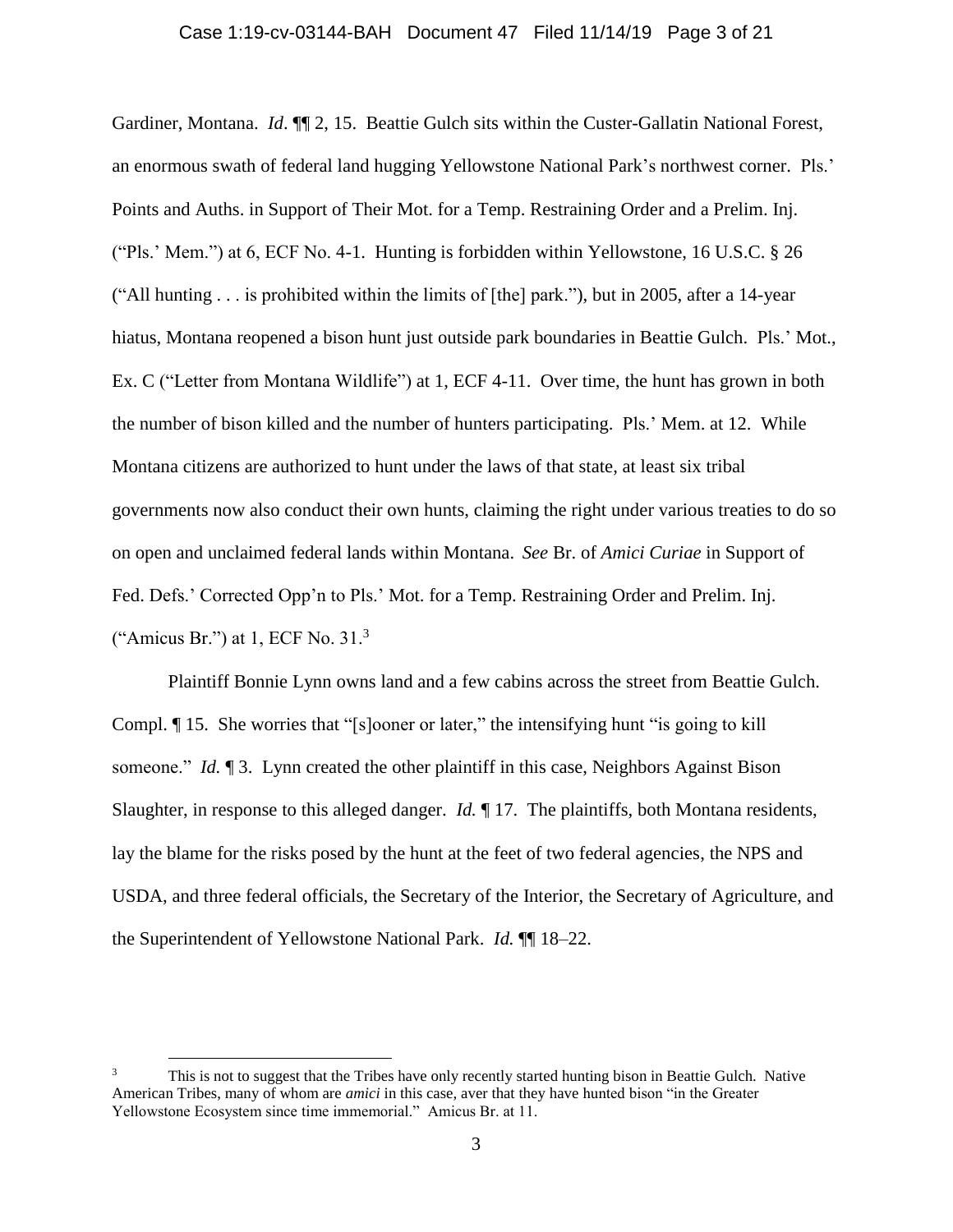Gardiner, Montana. *Id*. ¶¶ 2, 15. Beattie Gulch sits within the Custer-Gallatin National Forest, an enormous swath of federal land hugging Yellowstone National Park's northwest corner. Pls.' Points and Auths. in Support of Their Mot. for a Temp. Restraining Order and a Prelim. Inj. ("Pls.' Mem.") at 6, ECF No. 4-1. Hunting is forbidden within Yellowstone, 16 U.S.C. § 26 ("All hunting . . . is prohibited within the limits of [the] park."), but in 2005, after a 14-year hiatus, Montana reopened a bison hunt just outside park boundaries in Beattie Gulch. Pls.' Mot., Ex. C ("Letter from Montana Wildlife") at 1, ECF 4-11. Over time, the hunt has grown in both the number of bison killed and the number of hunters participating. Pls.' Mem. at 12. While Montana citizens are authorized to hunt under the laws of that state, at least six tribal governments now also conduct their own hunts, claiming the right under various treaties to do so on open and unclaimed federal lands within Montana. *See* Br. of *Amici Curiae* in Support of Fed. Defs.' Corrected Opp'n to Pls.' Mot. for a Temp. Restraining Order and Prelim. Inj. ("Amicus Br.") at 1, ECF No. 31.[3]

Plaintiff Bonnie Lynn owns land and a few cabins across the street from Beattie Gulch. Compl. ¶ 15. She worries that "[s]ooner or later," the intensifying hunt "is going to kill someone." *Id.* ¶ 3. Lynn created the other plaintiff in this case, Neighbors Against Bison Slaughter, in response to this alleged danger. *Id.* ¶ 17. The plaintiffs, both Montana residents, lay the blame for the risks posed by the hunt at the feet of two federal agencies, the NPS and USDA, and three federal officials, the Secretary of the Interior, the Secretary of Agriculture, and the Superintendent of Yellowstone National Park. *Id.* ¶¶ 18–22.

[3] This is not to suggest that the Tribes have only recently started hunting bison in Beattie Gulch. Native American Tribes, many of whom are *amici* in this case, aver that they have hunted bison "in the Greater Yellowstone Ecosystem since time immemorial." Amicus Br. at 11.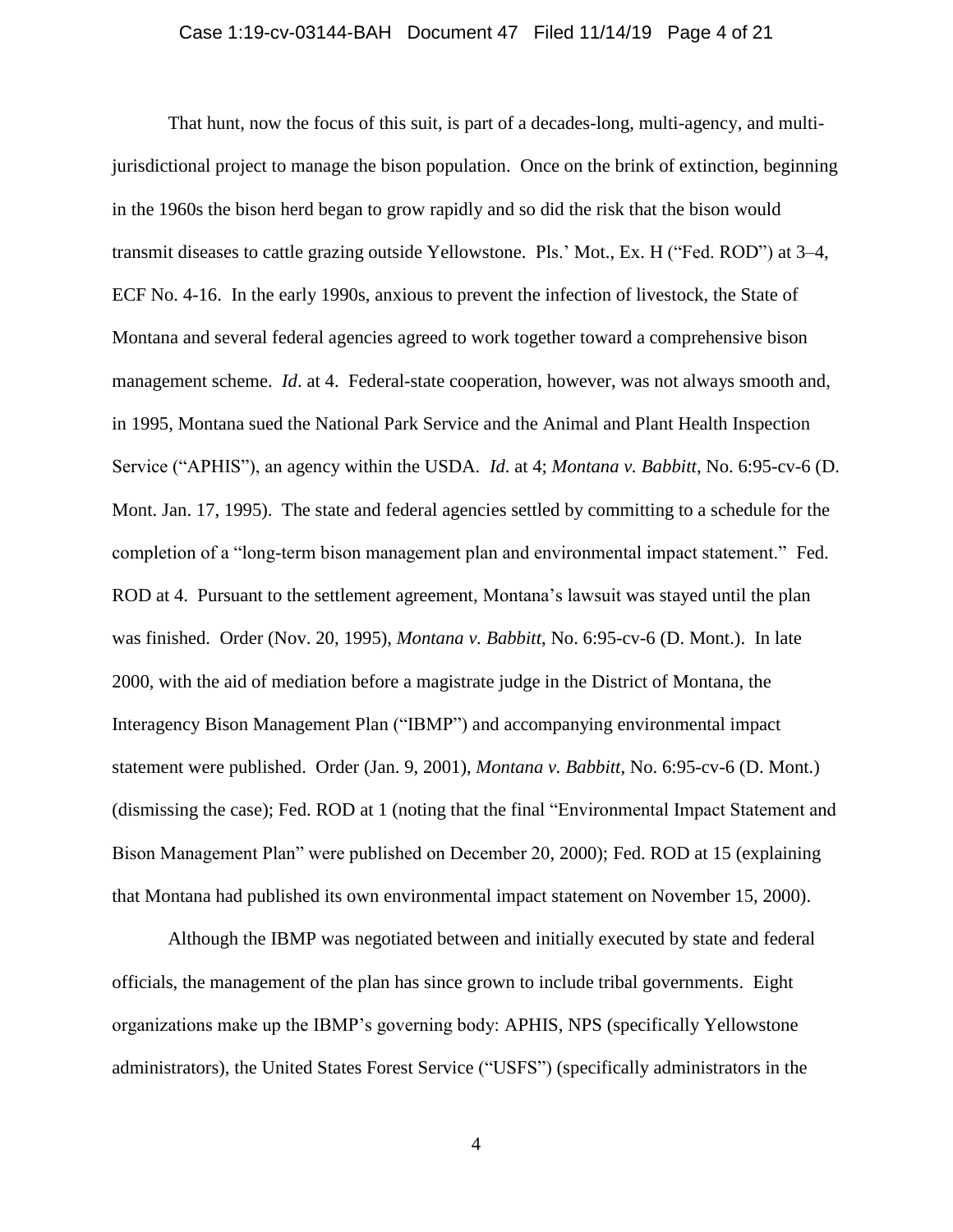That hunt, now the focus of this suit, is part of a decades-long, multi-agency, and multi-jurisdictional project to manage the bison population. Once on the brink of extinction, beginning in the 1960s the bison herd began to grow rapidly and so did the risk that the bison would transmit diseases to cattle grazing outside Yellowstone. Pls.' Mot., Ex. H ("Fed. ROD") at 3–4, ECF No. 4-16. In the early 1990s, anxious to prevent the infection of livestock, the State of Montana and several federal agencies agreed to work together toward a comprehensive bison management scheme. *Id*. at 4. Federal-state cooperation, however, was not always smooth and, in 1995, Montana sued the National Park Service and the Animal and Plant Health Inspection Service ("APHIS"), an agency within the USDA. *Id.* at 4; *Montana v. Babbitt*, No. 6:95-cv-6 (D. Mont. Jan. 17, 1995). The state and federal agencies settled by committing to a schedule for the completion of a "long-term bison management plan and environmental impact statement." Fed. ROD at 4. Pursuant to the settlement agreement, Montana's lawsuit was stayed until the plan was finished. Order (Nov. 20, 1995), *Montana v. Babbitt*, No. 6:95-cv-6 (D. Mont.). In late 2000, with the aid of mediation before a magistrate judge in the District of Montana, the Interagency Bison Management Plan ("IBMP") and accompanying environmental impact statement were published. Order (Jan. 9, 2001), *Montana v. Babbitt*, No. 6:95-cv-6 (D. Mont.) (dismissing the case); Fed. ROD at 1 (noting that the final "Environmental Impact Statement and Bison Management Plan" were published on December 20, 2000); Fed. ROD at 15 (explaining that Montana had published its own environmental impact statement on November 15, 2000).

Although the IBMP was negotiated between and initially executed by state and federal officials, the management of the plan has since grown to include tribal governments. Eight organizations make up the IBMP's governing body: APHIS, NPS (specifically Yellowstone administrators), the United States Forest Service ("USFS") (specifically administrators in the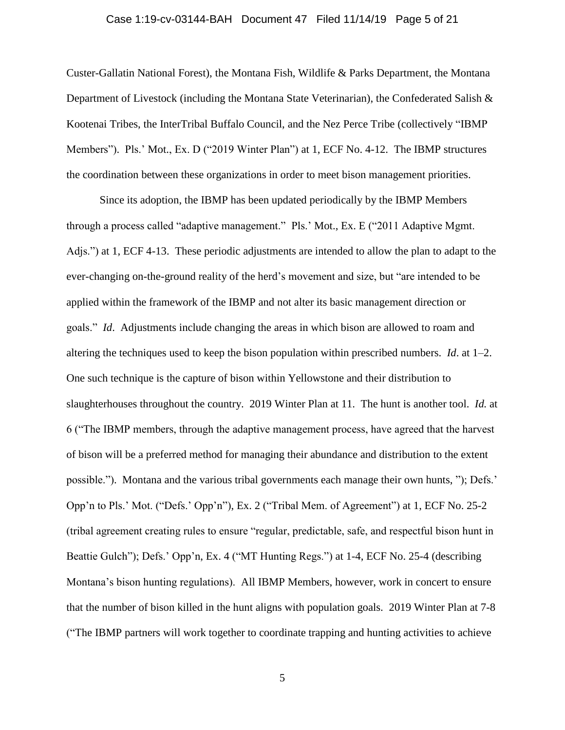Custer-Gallatin National Forest), the Montana Fish, Wildlife & Parks Department, the Montana Department of Livestock (including the Montana State Veterinarian), the Confederated Salish & Kootenai Tribes, the InterTribal Buffalo Council, and the Nez Perce Tribe (collectively "IBMP Members"). Pls.' Mot., Ex. D ("2019 Winter Plan") at 1, ECF No. 4-12. The IBMP structures the coordination between these organizations in order to meet bison management priorities.

Since its adoption, the IBMP has been updated periodically by the IBMP Members through a process called "adaptive management." Pls.' Mot., Ex. E ("2011 Adaptive Mgmt. Adjs.") at 1, ECF 4-13. These periodic adjustments are intended to allow the plan to adapt to the ever-changing on-the-ground reality of the herd's movement and size, but "are intended to be applied within the framework of the IBMP and not alter its basic management direction or goals." *Id*. Adjustments include changing the areas in which bison are allowed to roam and altering the techniques used to keep the bison population within prescribed numbers. *Id*. at 1–2. One such technique is the capture of bison within Yellowstone and their distribution to slaughterhouses throughout the country. 2019 Winter Plan at 11. The hunt is another tool. *Id.* at 6 ("The IBMP members, through the adaptive management process, have agreed that the harvest of bison will be a preferred method for managing their abundance and distribution to the extent possible."). Montana and the various tribal governments each manage their own hunts, "); Defs.' Opp'n to Pls.' Mot. ("Defs.' Opp'n"), Ex. 2 ("Tribal Mem. of Agreement") at 1, ECF No. 25-2 (tribal agreement creating rules to ensure "regular, predictable, safe, and respectful bison hunt in Beattie Gulch"); Defs.' Opp'n, Ex. 4 ("MT Hunting Regs.") at 1-4, ECF No. 25-4 (describing Montana's bison hunting regulations). All IBMP Members, however, work in concert to ensure that the number of bison killed in the hunt aligns with population goals. 2019 Winter Plan at 7-8 ("The IBMP partners will work together to coordinate trapping and hunting activities to achieve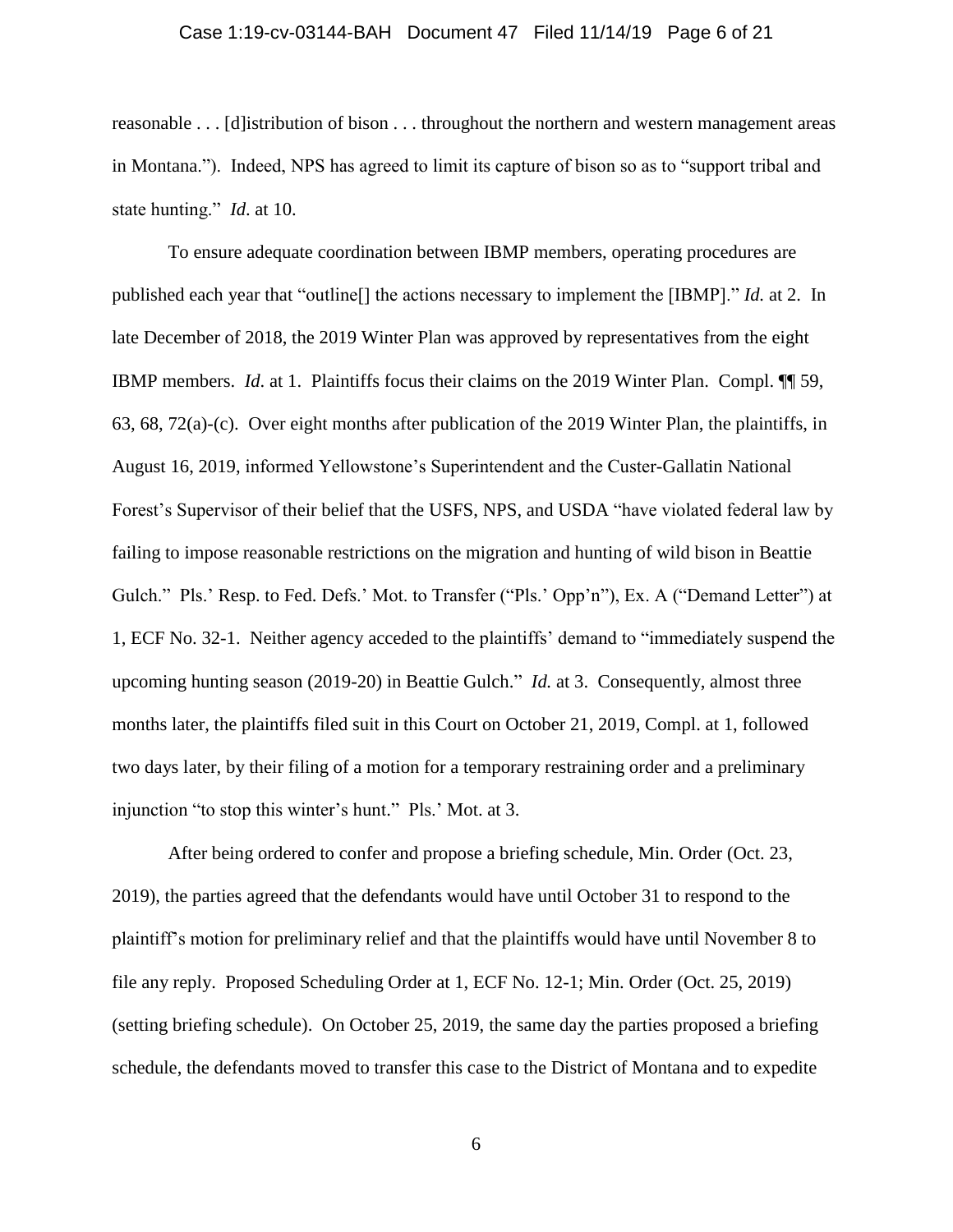reasonable . . . [d]istribution of bison . . . throughout the northern and western management areas in Montana."). Indeed, NPS has agreed to limit its capture of bison so as to "support tribal and state hunting." *Id*. at 10.

To ensure adequate coordination between IBMP members, operating procedures are published each year that "outline[] the actions necessary to implement the [IBMP]." *Id.* at 2. In late December of 2018, the 2019 Winter Plan was approved by representatives from the eight IBMP members. *Id*. at 1. Plaintiffs focus their claims on the 2019 Winter Plan. Compl. ¶¶ 59, 63, 68, 72(a)-(c). Over eight months after publication of the 2019 Winter Plan, the plaintiffs, in August 16, 2019, informed Yellowstone's Superintendent and the Custer-Gallatin National Forest's Supervisor of their belief that the USFS, NPS, and USDA "have violated federal law by failing to impose reasonable restrictions on the migration and hunting of wild bison in Beattie Gulch." Pls.' Resp. to Fed. Defs.' Mot. to Transfer ("Pls.' Opp'n"), Ex. A ("Demand Letter") at 1, ECF No. 32-1. Neither agency acceded to the plaintiffs' demand to "immediately suspend the upcoming hunting season (2019-20) in Beattie Gulch." *Id.* at 3. Consequently, almost three months later, the plaintiffs filed suit in this Court on October 21, 2019, Compl. at 1, followed two days later, by their filing of a motion for a temporary restraining order and a preliminary injunction "to stop this winter's hunt." Pls.' Mot. at 3.

After being ordered to confer and propose a briefing schedule, Min. Order (Oct. 23, 2019), the parties agreed that the defendants would have until October 31 to respond to the plaintiff's motion for preliminary relief and that the plaintiffs would have until November 8 to file any reply. Proposed Scheduling Order at 1, ECF No. 12-1; Min. Order (Oct. 25, 2019) (setting briefing schedule). On October 25, 2019, the same day the parties proposed a briefing schedule, the defendants moved to transfer this case to the District of Montana and to expedite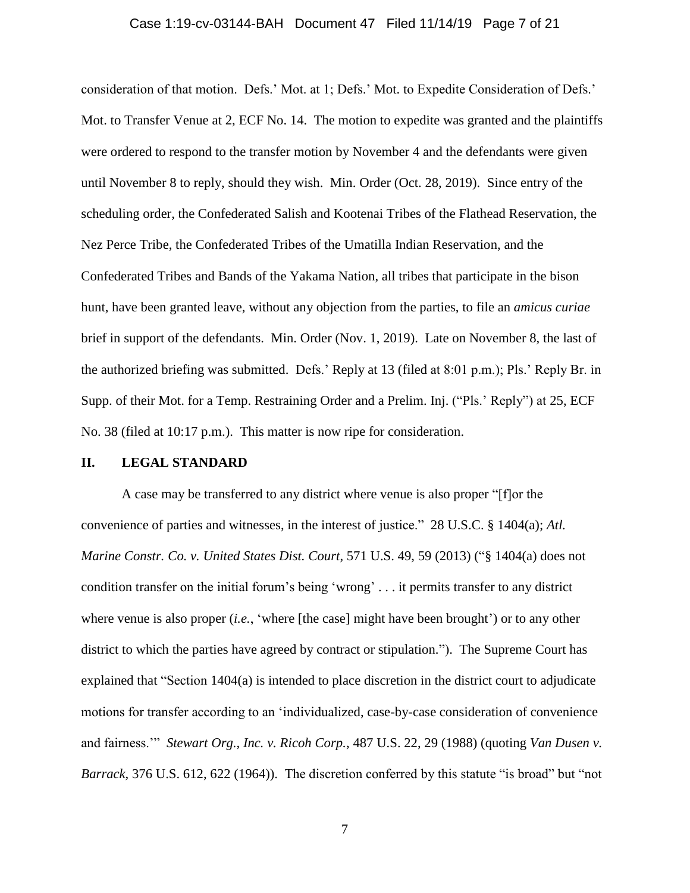consideration of that motion. Defs.' Mot. at 1; Defs.' Mot. to Expedite Consideration of Defs.' Mot. to Transfer Venue at 2, ECF No. 14. The motion to expedite was granted and the plaintiffs were ordered to respond to the transfer motion by November 4 and the defendants were given until November 8 to reply, should they wish. Min. Order (Oct. 28, 2019). Since entry of the scheduling order, the Confederated Salish and Kootenai Tribes of the Flathead Reservation, the Nez Perce Tribe, the Confederated Tribes of the Umatilla Indian Reservation, and the Confederated Tribes and Bands of the Yakama Nation, all tribes that participate in the bison hunt, have been granted leave, without any objection from the parties, to file an *amicus curiae* brief in support of the defendants. Min. Order (Nov. 1, 2019). Late on November 8, the last of the authorized briefing was submitted. Defs.' Reply at 13 (filed at 8:01 p.m.); Pls.' Reply Br. in Supp. of their Mot. for a Temp. Restraining Order and a Prelim. Inj. ("Pls.' Reply") at 25, ECF No. 38 (filed at 10:17 p.m.). This matter is now ripe for consideration.

## II. LEGAL STANDARD

A case may be transferred to any district where venue is also proper "[f]or the convenience of parties and witnesses, in the interest of justice." 28 U.S.C. § 1404(a); *Atl. Marine Constr. Co. v. United States Dist. Court*, 571 U.S. 49, 59 (2013) ("§ 1404(a) does not condition transfer on the initial forum's being 'wrong' . . . it permits transfer to any district where venue is also proper (*i.e.*, 'where [the case] might have been brought') or to any other district to which the parties have agreed by contract or stipulation."). The Supreme Court has explained that "Section 1404(a) is intended to place discretion in the district court to adjudicate motions for transfer according to an 'individualized, case-by-case consideration of convenience and fairness.'" *Stewart Org., Inc. v. Ricoh Corp.*, 487 U.S. 22, 29 (1988) (quoting *Van Dusen v. Barrack*, 376 U.S. 612, 622 (1964)). The discretion conferred by this statute "is broad" but "not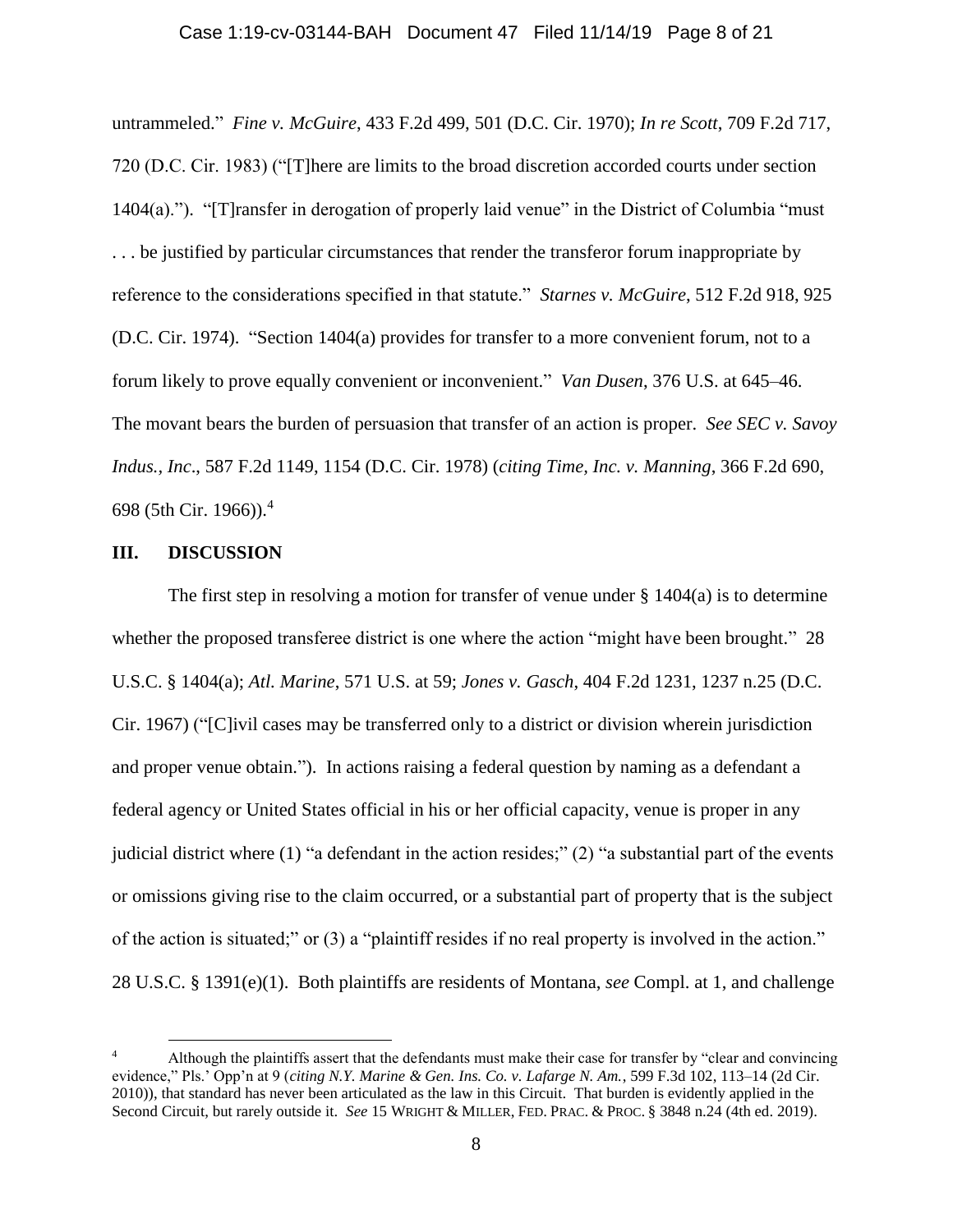untrammeled." *Fine v. McGuire*, 433 F.2d 499, 501 (D.C. Cir. 1970); *In re Scott*, 709 F.2d 717, 720 (D.C. Cir. 1983) ("[T]here are limits to the broad discretion accorded courts under section 1404(a)."). "[T]ransfer in derogation of properly laid venue" in the District of Columbia "must . . . be justified by particular circumstances that render the transferor forum inappropriate by reference to the considerations specified in that statute." *Starnes v. McGuire*, 512 F.2d 918, 925 (D.C. Cir. 1974). "Section 1404(a) provides for transfer to a more convenient forum, not to a forum likely to prove equally convenient or inconvenient." *Van Dusen*, 376 U.S. at 645–46. The movant bears the burden of persuasion that transfer of an action is proper. *See SEC v. Savoy Indus., Inc*., 587 F.2d 1149, 1154 (D.C. Cir. 1978) (*citing Time, Inc. v. Manning*, 366 F.2d 690, 698 (5th Cir. 1966)).[4]

## III. DISCUSSION

The first step in resolving a motion for transfer of venue under § 1404(a) is to determine whether the proposed transferee district is one where the action "might have been brought." 28 U.S.C. § 1404(a); *Atl. Marine*, 571 U.S. at 59; *Jones v. Gasch*, 404 F.2d 1231, 1237 n.25 (D.C. Cir. 1967) ("[C]ivil cases may be transferred only to a district or division wherein jurisdiction and proper venue obtain."). In actions raising a federal question by naming as a defendant a federal agency or United States official in his or her official capacity, venue is proper in any judicial district where (1) "a defendant in the action resides;" (2) "a substantial part of the events or omissions giving rise to the claim occurred, or a substantial part of property that is the subject of the action is situated;" or (3) a "plaintiff resides if no real property is involved in the action." 28 U.S.C. § 1391(e)(1). Both plaintiffs are residents of Montana, *see* Compl. at 1, and challenge

---

[4] Although the plaintiffs assert that the defendants must make their case for transfer by "clear and convincing evidence," Pls.' Opp'n at 9 (*citing N.Y. Marine & Gen. Ins. Co. v. Lafarge N. Am.*, 599 F.3d 102, 113–14 (2d Cir. 2010)), that standard has never been articulated as the law in this Circuit. That burden is evidently applied in the Second Circuit, but rarely outside it. *See* 15 WRIGHT & MILLER, FED. PRAC. & PROC. § 3848 n.24 (4th ed. 2019).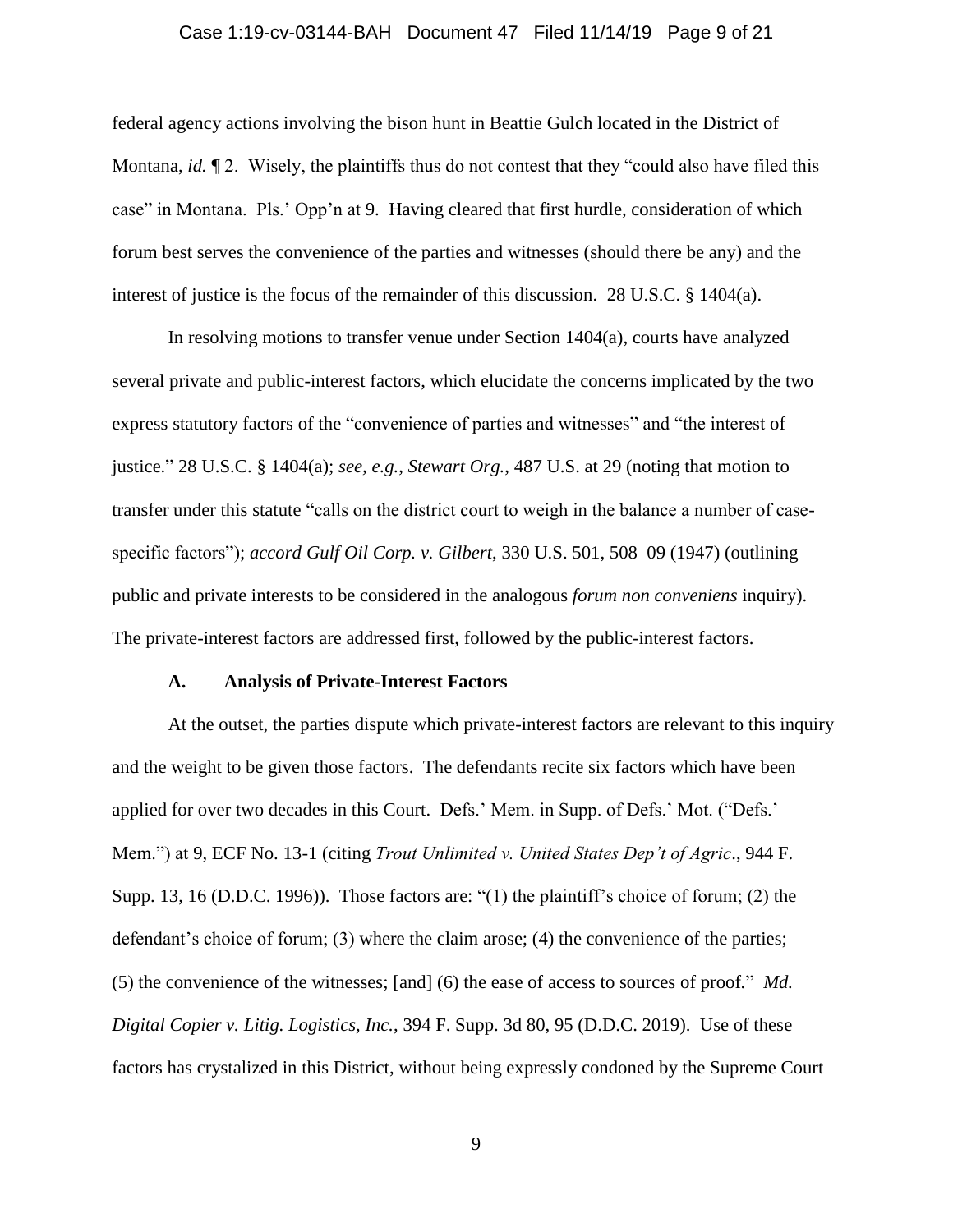federal agency actions involving the bison hunt in Beattie Gulch located in the District of Montana, *id.* ¶ 2. Wisely, the plaintiffs thus do not contest that they "could also have filed this case" in Montana. Pls.' Opp'n at 9. Having cleared that first hurdle, consideration of which forum best serves the convenience of the parties and witnesses (should there be any) and the interest of justice is the focus of the remainder of this discussion. 28 U.S.C. § 1404(a).

In resolving motions to transfer venue under Section 1404(a), courts have analyzed several private and public-interest factors, which elucidate the concerns implicated by the two express statutory factors of the "convenience of parties and witnesses" and "the interest of justice." 28 U.S.C. § 1404(a); *see, e.g.*, *Stewart Org.*, 487 U.S. at 29 (noting that motion to transfer under this statute "calls on the district court to weigh in the balance a number of case-specific factors"); *accord Gulf Oil Corp. v. Gilbert*, 330 U.S. 501, 508–09 (1947) (outlining public and private interests to be considered in the analogous *forum non conveniens* inquiry). The private-interest factors are addressed first, followed by the public-interest factors.

### A. Analysis of Private-Interest Factors

At the outset, the parties dispute which private-interest factors are relevant to this inquiry and the weight to be given those factors. The defendants recite six factors which have been applied for over two decades in this Court. Defs.' Mem. in Supp. of Defs.' Mot. ("Defs.' Mem.") at 9, ECF No. 13-1 (citing *Trout Unlimited v. United States Dep't of Agric*., 944 F. Supp. 13, 16 (D.D.C. 1996)). Those factors are: "(1) the plaintiff's choice of forum; (2) the defendant's choice of forum; (3) where the claim arose; (4) the convenience of the parties; (5) the convenience of the witnesses; [and] (6) the ease of access to sources of proof." *Md. Digital Copier v. Litig. Logistics, Inc.*, 394 F. Supp. 3d 80, 95 (D.D.C. 2019). Use of these factors has crystalized in this District, without being expressly condoned by the Supreme Court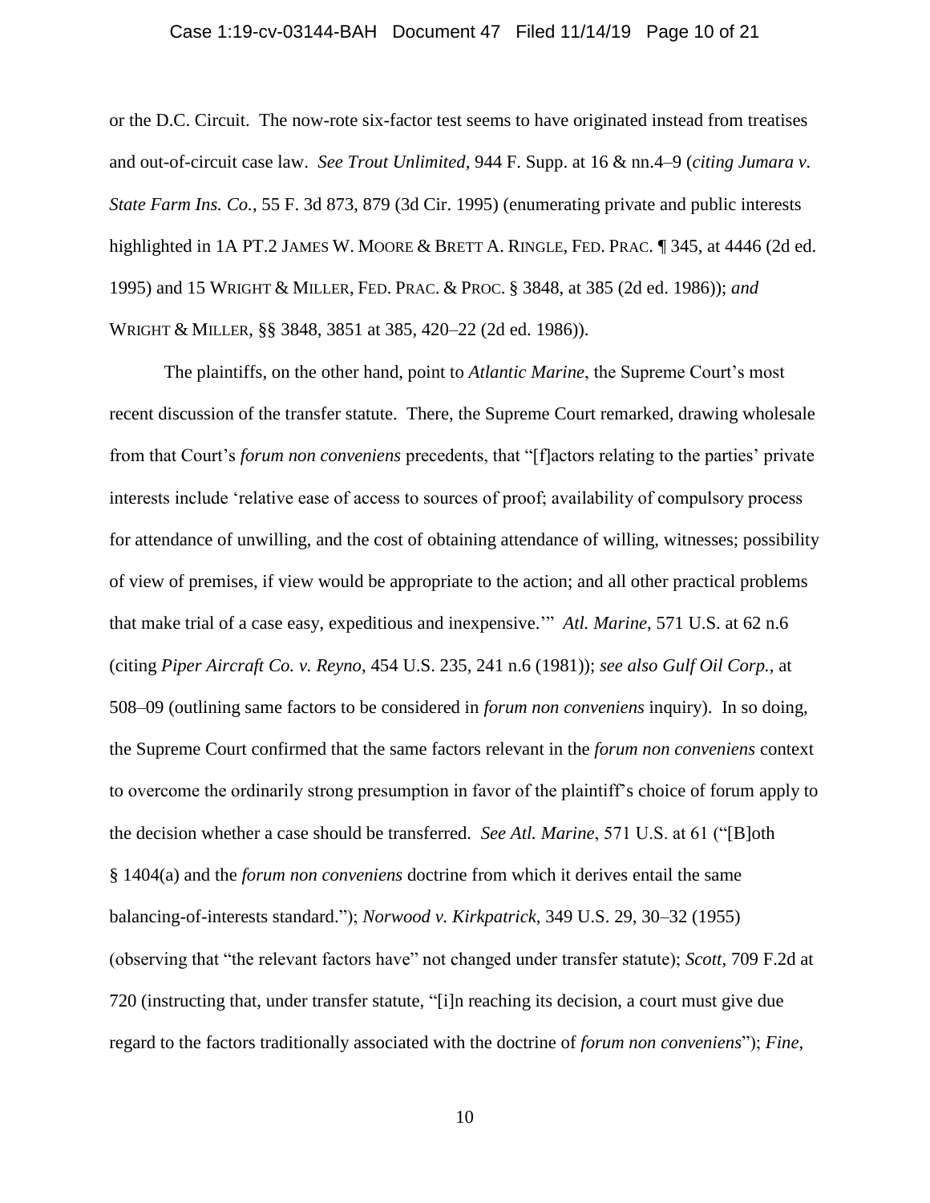or the D.C. Circuit. The now-rote six-factor test seems to have originated instead from treatises and out-of-circuit case law. *See Trout Unlimited*, 944 F. Supp. at 16 & nn.4–9 (*citing Jumara v. State Farm Ins. Co.*, 55 F. 3d 873, 879 (3d Cir. 1995) (enumerating private and public interests highlighted in 1A PT.2 JAMES W. MOORE & BRETT A. RINGLE, FED. PRAC. ¶ 345, at 4446 (2d ed. 1995) and 15 WRIGHT & MILLER, FED. PRAC. & PROC. § 3848, at 385 (2d ed. 1986)); *and* WRIGHT & MILLER, §§ 3848, 3851 at 385, 420–22 (2d ed. 1986)).

The plaintiffs, on the other hand, point to *Atlantic Marine*, the Supreme Court's most recent discussion of the transfer statute. There, the Supreme Court remarked, drawing wholesale from that Court's *forum non conveniens* precedents, that "[f]actors relating to the parties' private interests include 'relative ease of access to sources of proof; availability of compulsory process for attendance of unwilling, and the cost of obtaining attendance of willing, witnesses; possibility of view of premises, if view would be appropriate to the action; and all other practical problems that make trial of a case easy, expeditious and inexpensive.'" *Atl. Marine*, 571 U.S. at 62 n.6 (citing *Piper Aircraft Co. v. Reyno*, 454 U.S. 235, 241 n.6 (1981)); *see also Gulf Oil Corp.*, at 508–09 (outlining same factors to be considered in *forum non conveniens* inquiry). In so doing, the Supreme Court confirmed that the same factors relevant in the *forum non conveniens* context to overcome the ordinarily strong presumption in favor of the plaintiff's choice of forum apply to the decision whether a case should be transferred. *See Atl. Marine*, 571 U.S. at 61 ("[B]oth § 1404(a) and the *forum non conveniens* doctrine from which it derives entail the same balancing-of-interests standard."); *Norwood v. Kirkpatrick*, 349 U.S. 29, 30–32 (1955) (observing that "the relevant factors have" not changed under transfer statute); *Scott*, 709 F.2d at 720 (instructing that, under transfer statute, "[i]n reaching its decision, a court must give due regard to the factors traditionally associated with the doctrine of *forum non conveniens*"); *Fine*,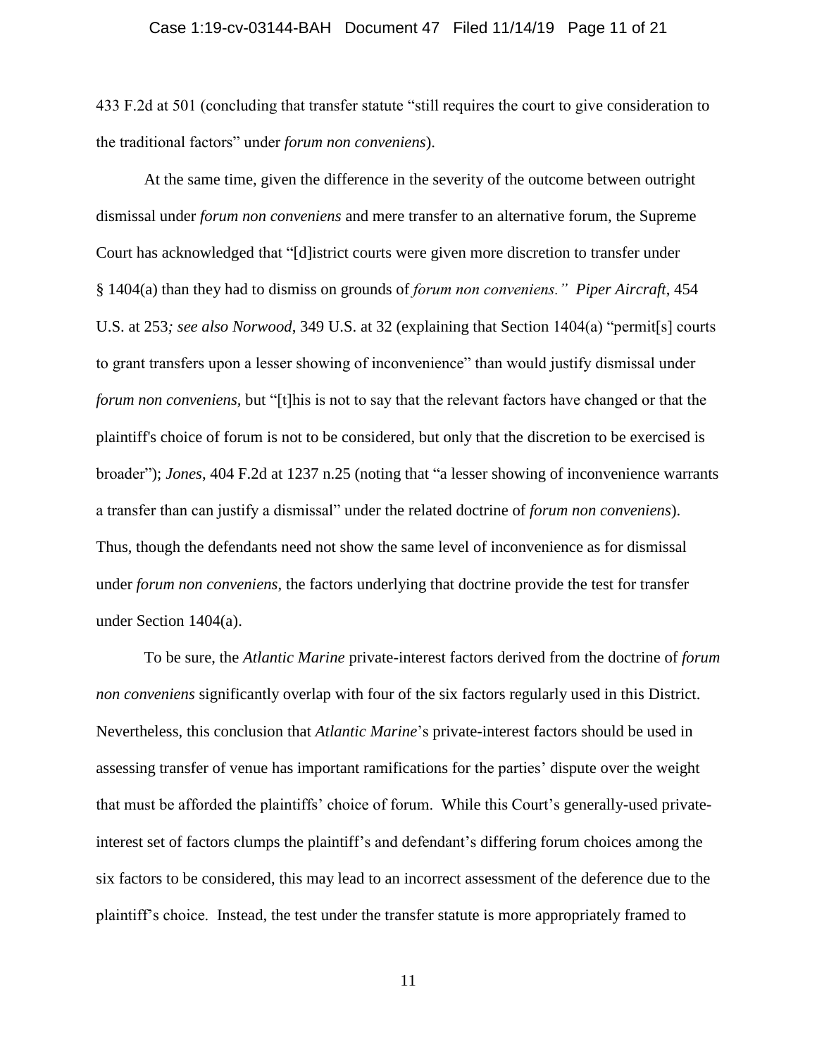433 F.2d at 501 (concluding that transfer statute "still requires the court to give consideration to the traditional factors" under *forum non conveniens*).

At the same time, given the difference in the severity of the outcome between outright dismissal under *forum non conveniens* and mere transfer to an alternative forum, the Supreme Court has acknowledged that "[d]istrict courts were given more discretion to transfer under § 1404(a) than they had to dismiss on grounds of *forum non conveniens." Piper Aircraft*, 454 U.S. at 253*; see also Norwood*, 349 U.S. at 32 (explaining that Section 1404(a) "permit[s] courts to grant transfers upon a lesser showing of inconvenience" than would justify dismissal under *forum non conveniens*, but "[t]his is not to say that the relevant factors have changed or that the plaintiff's choice of forum is not to be considered, but only that the discretion to be exercised is broader"); *Jones*, 404 F.2d at 1237 n.25 (noting that "a lesser showing of inconvenience warrants a transfer than can justify a dismissal" under the related doctrine of *forum non conveniens*). Thus, though the defendants need not show the same level of inconvenience as for dismissal under *forum non conveniens*, the factors underlying that doctrine provide the test for transfer under Section 1404(a).

To be sure, the *Atlantic Marine* private-interest factors derived from the doctrine of *forum non conveniens* significantly overlap with four of the six factors regularly used in this District. Nevertheless, this conclusion that *Atlantic Marine*'s private-interest factors should be used in assessing transfer of venue has important ramifications for the parties' dispute over the weight that must be afforded the plaintiffs' choice of forum. While this Court's generally-used private-interest set of factors clumps the plaintiff's and defendant's differing forum choices among the six factors to be considered, this may lead to an incorrect assessment of the deference due to the plaintiff's choice. Instead, the test under the transfer statute is more appropriately framed to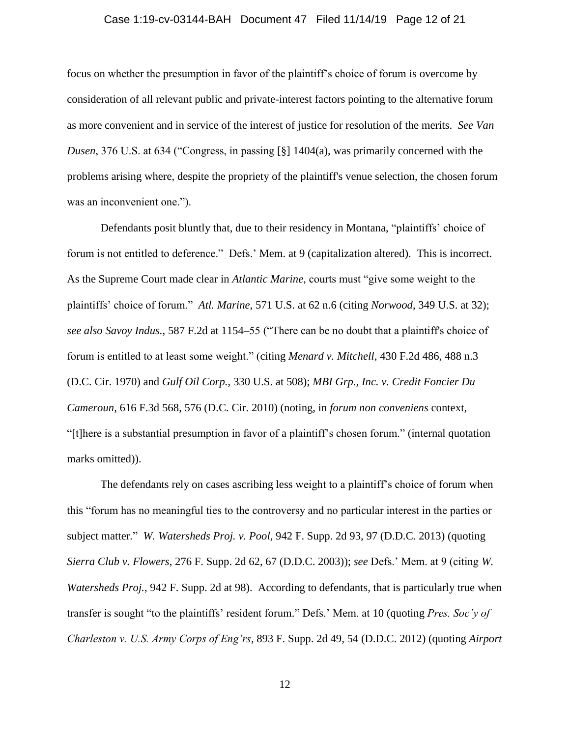focus on whether the presumption in favor of the plaintiff's choice of forum is overcome by consideration of all relevant public and private-interest factors pointing to the alternative forum as more convenient and in service of the interest of justice for resolution of the merits. *See Van Dusen*, 376 U.S. at 634 ("Congress, in passing [§] 1404(a), was primarily concerned with the problems arising where, despite the propriety of the plaintiff's venue selection, the chosen forum was an inconvenient one.").

Defendants posit bluntly that, due to their residency in Montana, "plaintiffs' choice of forum is not entitled to deference." Defs.' Mem. at 9 (capitalization altered). This is incorrect. As the Supreme Court made clear in *Atlantic Marine,* courts must "give some weight to the plaintiffs' choice of forum." *Atl. Marine*, 571 U.S. at 62 n.6 (citing *Norwood*, 349 U.S. at 32); *see also Savoy Indus.*, 587 F.2d at 1154–55 ("There can be no doubt that a plaintiff's choice of forum is entitled to at least some weight." (citing *Menard v. Mitchell*, 430 F.2d 486, 488 n.3 (D.C. Cir. 1970) and *Gulf Oil Corp.*, 330 U.S. at 508); *MBI Grp., Inc. v. Credit Foncier Du Cameroun*, 616 F.3d 568, 576 (D.C. Cir. 2010) (noting, in *forum non conveniens* context, "[t]here is a substantial presumption in favor of a plaintiff's chosen forum." (internal quotation marks omitted)).

The defendants rely on cases ascribing less weight to a plaintiff's choice of forum when this "forum has no meaningful ties to the controversy and no particular interest in the parties or subject matter." *W. Watersheds Proj. v. Pool*, 942 F. Supp. 2d 93, 97 (D.D.C. 2013) (quoting *Sierra Club v. Flowers*, 276 F. Supp. 2d 62, 67 (D.D.C. 2003)); *see* Defs.' Mem. at 9 (citing *W. Watersheds Proj.*, 942 F. Supp. 2d at 98). According to defendants, that is particularly true when transfer is sought "to the plaintiffs' resident forum." Defs.' Mem. at 10 (quoting *Pres. Soc'y of Charleston v. U.S. Army Corps of Eng'rs*, 893 F. Supp. 2d 49, 54 (D.D.C. 2012) (quoting *Airport*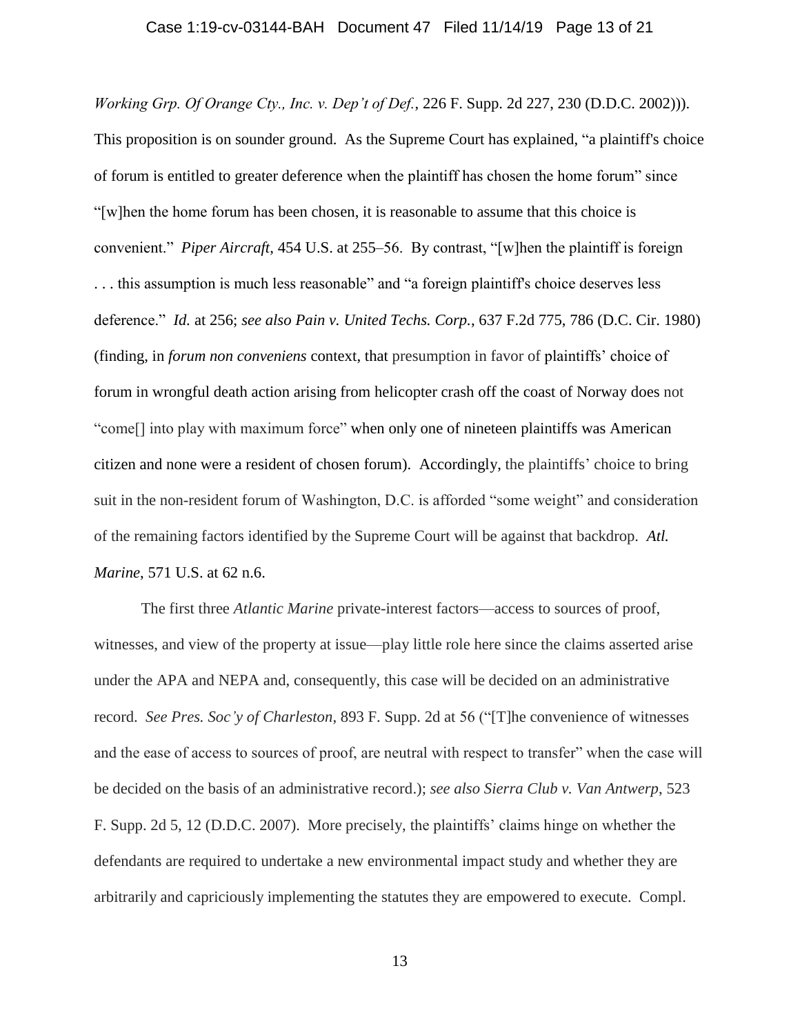*Working Grp. Of Orange Cty., Inc. v. Dep't of Def.*, 226 F. Supp. 2d 227, 230 (D.D.C. 2002))). This proposition is on sounder ground. As the Supreme Court has explained, "a plaintiff's choice of forum is entitled to greater deference when the plaintiff has chosen the home forum" since "[w]hen the home forum has been chosen, it is reasonable to assume that this choice is convenient." *Piper Aircraft*, 454 U.S. at 255–56. By contrast, "[w]hen the plaintiff is foreign . . . this assumption is much less reasonable" and "a foreign plaintiff's choice deserves less deference." *Id.* at 256; *see also Pain v. United Techs. Corp.*, 637 F.2d 775, 786 (D.C. Cir. 1980) (finding, in *forum non conveniens* context, that presumption in favor of plaintiffs' choice of forum in wrongful death action arising from helicopter crash off the coast of Norway does not "come[] into play with maximum force" when only one of nineteen plaintiffs was American citizen and none were a resident of chosen forum). Accordingly, the plaintiffs' choice to bring suit in the non-resident forum of Washington, D.C. is afforded "some weight" and consideration of the remaining factors identified by the Supreme Court will be against that backdrop. *Atl. Marine*, 571 U.S. at 62 n.6.

The first three *Atlantic Marine* private-interest factors—access to sources of proof, witnesses, and view of the property at issue—play little role here since the claims asserted arise under the APA and NEPA and, consequently, this case will be decided on an administrative record. *See Pres. Soc'y of Charleston*, 893 F. Supp. 2d at 56 ("[T]he convenience of witnesses and the ease of access to sources of proof, are neutral with respect to transfer" when the case will be decided on the basis of an administrative record.); *see also Sierra Club v. Van Antwerp*, 523 F. Supp. 2d 5, 12 (D.D.C. 2007). More precisely, the plaintiffs' claims hinge on whether the defendants are required to undertake a new environmental impact study and whether they are arbitrarily and capriciously implementing the statutes they are empowered to execute. Compl.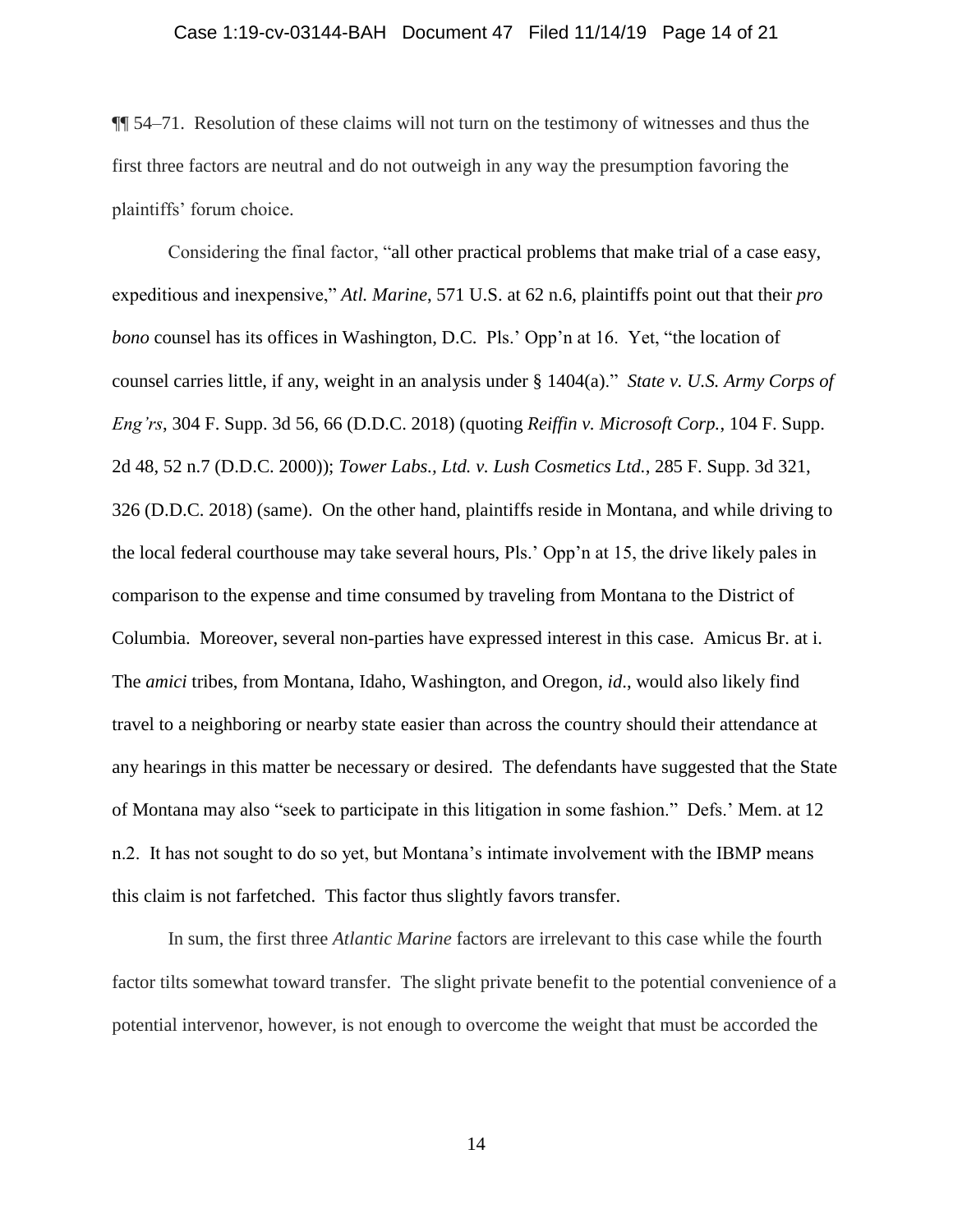¶¶ 54–71. Resolution of these claims will not turn on the testimony of witnesses and thus the first three factors are neutral and do not outweigh in any way the presumption favoring the plaintiffs' forum choice.

Considering the final factor, "all other practical problems that make trial of a case easy, expeditious and inexpensive," *Atl. Marine*, 571 U.S. at 62 n.6, plaintiffs point out that their *pro bono* counsel has its offices in Washington, D.C. Pls.' Opp'n at 16. Yet, "the location of counsel carries little, if any, weight in an analysis under § 1404(a)." *State v. U.S. Army Corps of Eng'rs*, 304 F. Supp. 3d 56, 66 (D.D.C. 2018) (quoting *Reiffin v. Microsoft Corp.*, 104 F. Supp. 2d 48, 52 n.7 (D.D.C. 2000)); *Tower Labs., Ltd. v. Lush Cosmetics Ltd.*, 285 F. Supp. 3d 321, 326 (D.D.C. 2018) (same). On the other hand, plaintiffs reside in Montana, and while driving to the local federal courthouse may take several hours, Pls.' Opp'n at 15, the drive likely pales in comparison to the expense and time consumed by traveling from Montana to the District of Columbia. Moreover, several non-parties have expressed interest in this case. Amicus Br. at i. The *amici* tribes, from Montana, Idaho, Washington, and Oregon, *id.*, would also likely find travel to a neighboring or nearby state easier than across the country should their attendance at any hearings in this matter be necessary or desired. The defendants have suggested that the State of Montana may also "seek to participate in this litigation in some fashion." Defs.' Mem. at 12 n.2. It has not sought to do so yet, but Montana's intimate involvement with the IBMP means this claim is not farfetched. This factor thus slightly favors transfer.

In sum, the first three *Atlantic Marine* factors are irrelevant to this case while the fourth factor tilts somewhat toward transfer. The slight private benefit to the potential convenience of a potential intervenor, however, is not enough to overcome the weight that must be accorded the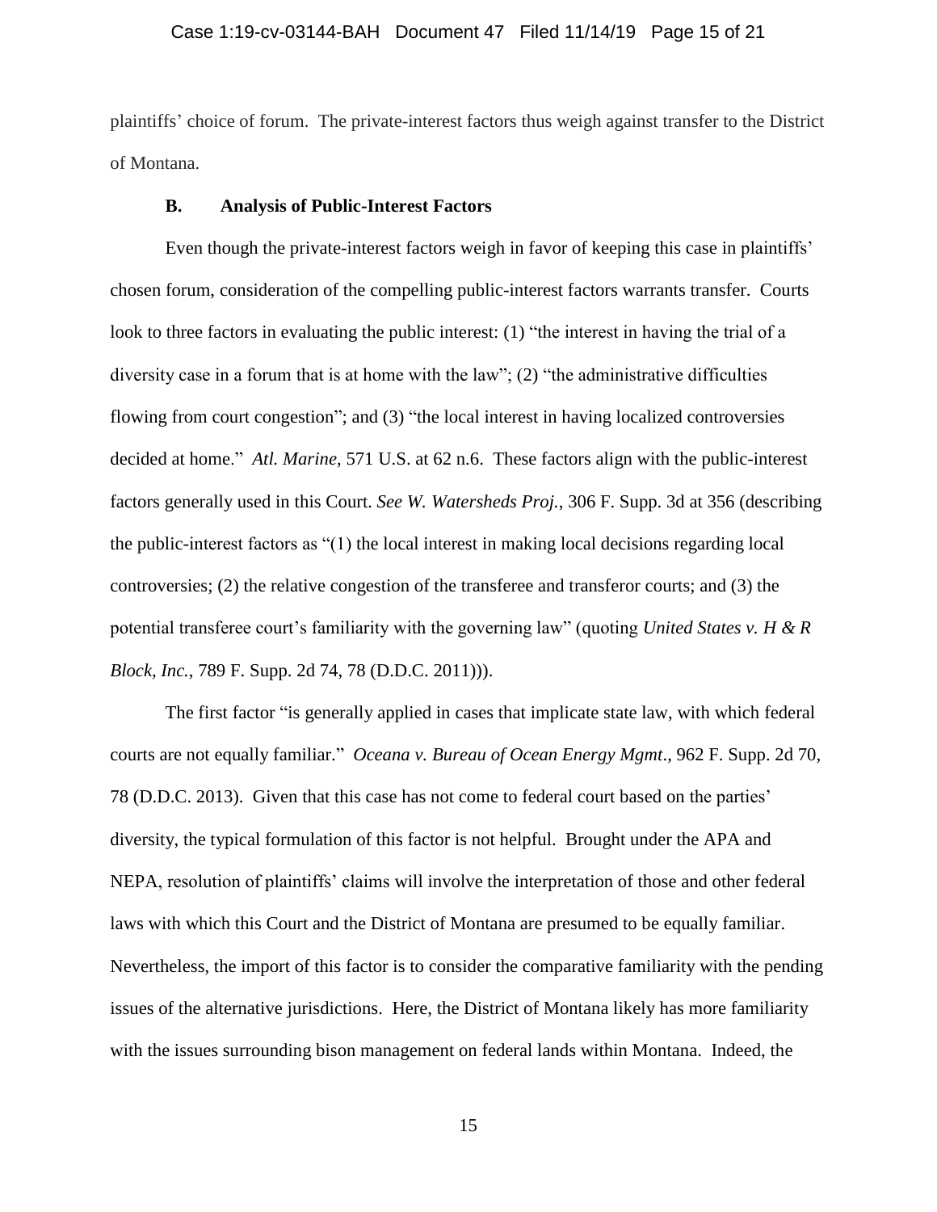plaintiffs' choice of forum. The private-interest factors thus weigh against transfer to the District of Montana.

### B. Analysis of Public-Interest Factors

Even though the private-interest factors weigh in favor of keeping this case in plaintiffs' chosen forum, consideration of the compelling public-interest factors warrants transfer. Courts look to three factors in evaluating the public interest: (1) "the interest in having the trial of a diversity case in a forum that is at home with the law"; (2) "the administrative difficulties flowing from court congestion"; and (3) "the local interest in having localized controversies decided at home." *Atl. Marine*, 571 U.S. at 62 n.6. These factors align with the public-interest factors generally used in this Court. *See W. Watersheds Proj.*, 306 F. Supp. 3d at 356 (describing the public-interest factors as "(1) the local interest in making local decisions regarding local controversies; (2) the relative congestion of the transferee and transferor courts; and (3) the potential transferee court's familiarity with the governing law" (quoting *United States v. H & R Block, Inc.*, 789 F. Supp. 2d 74, 78 (D.D.C. 2011))).

The first factor "is generally applied in cases that implicate state law, with which federal courts are not equally familiar." *Oceana v. Bureau of Ocean Energy Mgmt*., 962 F. Supp. 2d 70, 78 (D.D.C. 2013). Given that this case has not come to federal court based on the parties' diversity, the typical formulation of this factor is not helpful. Brought under the APA and NEPA, resolution of plaintiffs' claims will involve the interpretation of those and other federal laws with which this Court and the District of Montana are presumed to be equally familiar. Nevertheless, the import of this factor is to consider the comparative familiarity with the pending issues of the alternative jurisdictions. Here, the District of Montana likely has more familiarity with the issues surrounding bison management on federal lands within Montana. Indeed, the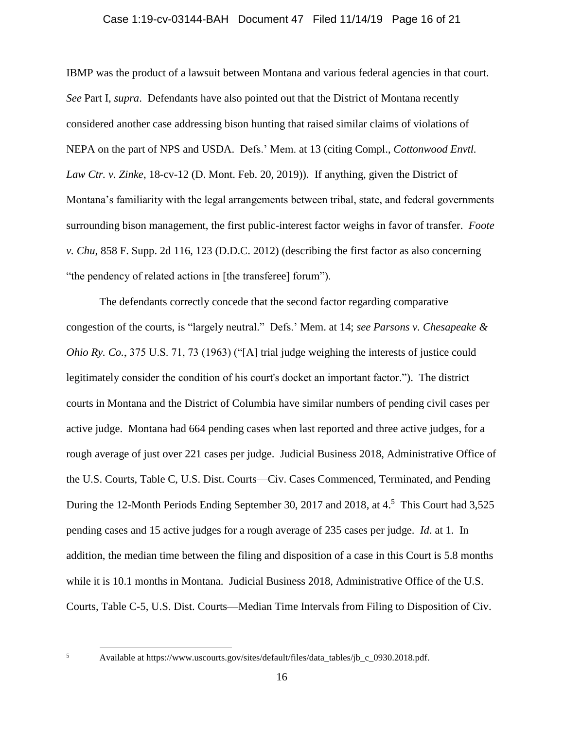IBMP was the product of a lawsuit between Montana and various federal agencies in that court. *See* Part I, *supra*. Defendants have also pointed out that the District of Montana recently considered another case addressing bison hunting that raised similar claims of violations of NEPA on the part of NPS and USDA. Defs.' Mem. at 13 (citing Compl., *Cottonwood Envtl. Law Ctr. v. Zinke*, 18-cv-12 (D. Mont. Feb. 20, 2019)). If anything, given the District of Montana's familiarity with the legal arrangements between tribal, state, and federal governments surrounding bison management, the first public-interest factor weighs in favor of transfer. *Foote v. Chu*, 858 F. Supp. 2d 116, 123 (D.D.C. 2012) (describing the first factor as also concerning "the pendency of related actions in [the transferee] forum").

The defendants correctly concede that the second factor regarding comparative congestion of the courts, is "largely neutral." Defs.' Mem. at 14; *see Parsons v. Chesapeake & Ohio Ry. Co.*, 375 U.S. 71, 73 (1963) ("[A] trial judge weighing the interests of justice could legitimately consider the condition of his court's docket an important factor."). The district courts in Montana and the District of Columbia have similar numbers of pending civil cases per active judge. Montana had 664 pending cases when last reported and three active judges, for a rough average of just over 221 cases per judge. Judicial Business 2018, Administrative Office of the U.S. Courts, Table C, U.S. Dist. Courts—Civ. Cases Commenced, Terminated, and Pending During the 12-Month Periods Ending September 30, 2017 and 2018, at 4.[5] This Court had 3,525 pending cases and 15 active judges for a rough average of 235 cases per judge. *Id*. at 1. In addition, the median time between the filing and disposition of a case in this Court is 5.8 months while it is 10.1 months in Montana. Judicial Business 2018, Administrative Office of the U.S. Courts, Table C-5, U.S. Dist. Courts—Median Time Intervals from Filing to Disposition of Civ.

---

[5] Available at https://www.uscourts.gov/sites/default/files/data_tables/jb_c_0930.2018.pdf.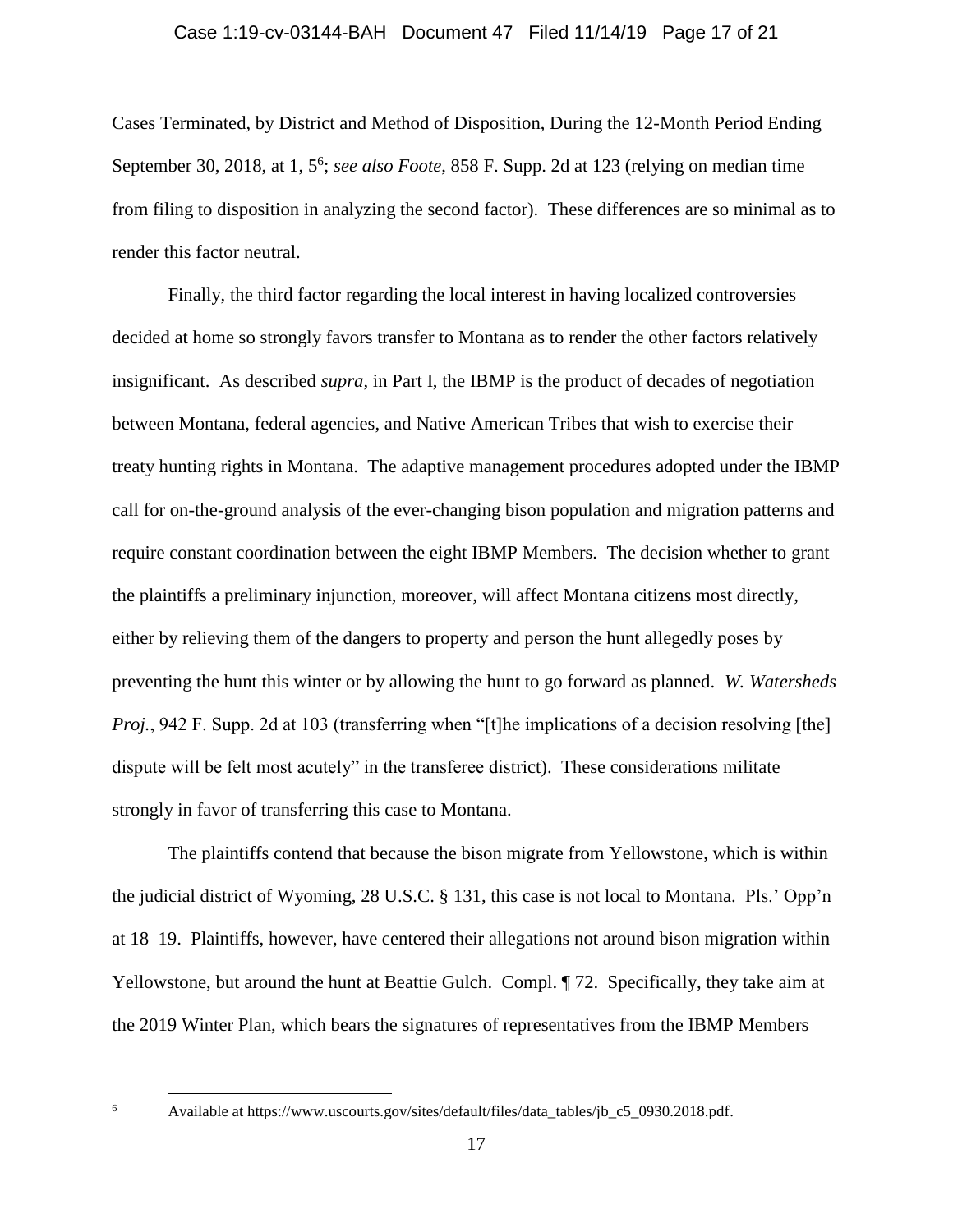Cases Terminated, by District and Method of Disposition, During the 12-Month Period Ending September 30, 2018, at 1, 5[6]; *see also Foote*, 858 F. Supp. 2d at 123 (relying on median time from filing to disposition in analyzing the second factor). These differences are so minimal as to render this factor neutral.

Finally, the third factor regarding the local interest in having localized controversies decided at home so strongly favors transfer to Montana as to render the other factors relatively insignificant. As described *supra*, in Part I, the IBMP is the product of decades of negotiation between Montana, federal agencies, and Native American Tribes that wish to exercise their treaty hunting rights in Montana. The adaptive management procedures adopted under the IBMP call for on-the-ground analysis of the ever-changing bison population and migration patterns and require constant coordination between the eight IBMP Members. The decision whether to grant the plaintiffs a preliminary injunction, moreover, will affect Montana citizens most directly, either by relieving them of the dangers to property and person the hunt allegedly poses by preventing the hunt this winter or by allowing the hunt to go forward as planned. *W. Watersheds Proj.*, 942 F. Supp. 2d at 103 (transferring when "[t]he implications of a decision resolving [the] dispute will be felt most acutely" in the transferee district). These considerations militate strongly in favor of transferring this case to Montana.

The plaintiffs contend that because the bison migrate from Yellowstone, which is within the judicial district of Wyoming, 28 U.S.C. § 131, this case is not local to Montana. Pls.' Opp'n at 18–19. Plaintiffs, however, have centered their allegations not around bison migration within Yellowstone, but around the hunt at Beattie Gulch. Compl. ¶ 72. Specifically, they take aim at the 2019 Winter Plan, which bears the signatures of representatives from the IBMP Members

---

[6] Available at https://www.uscourts.gov/sites/default/files/data_tables/jb_c5_0930.2018.pdf.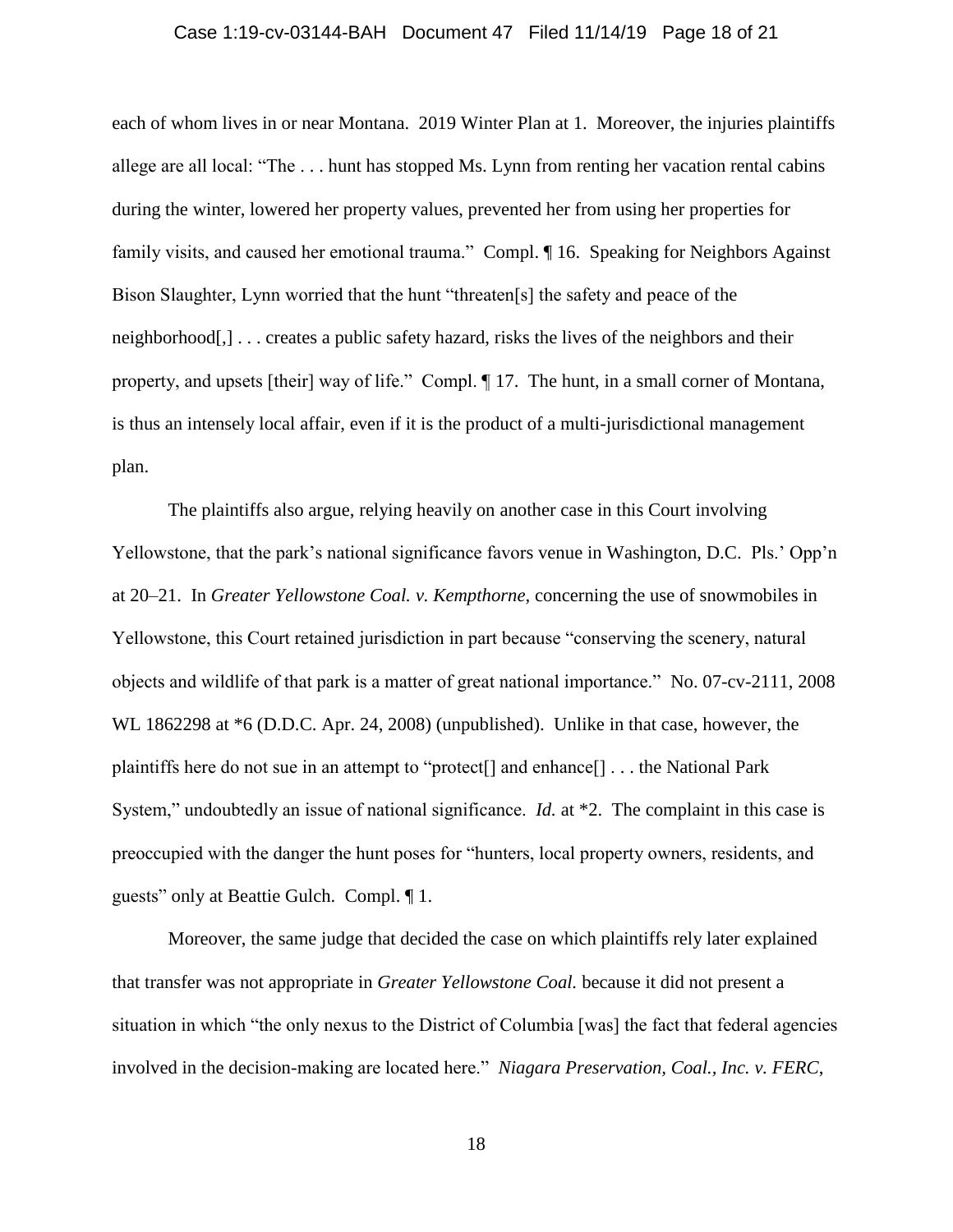each of whom lives in or near Montana. 2019 Winter Plan at 1. Moreover, the injuries plaintiffs allege are all local: "The . . . hunt has stopped Ms. Lynn from renting her vacation rental cabins during the winter, lowered her property values, prevented her from using her properties for family visits, and caused her emotional trauma." Compl. ¶ 16. Speaking for Neighbors Against Bison Slaughter, Lynn worried that the hunt "threaten[s] the safety and peace of the neighborhood[,] . . . creates a public safety hazard, risks the lives of the neighbors and their property, and upsets [their] way of life." Compl. ¶ 17. The hunt, in a small corner of Montana, is thus an intensely local affair, even if it is the product of a multi-jurisdictional management plan.

The plaintiffs also argue, relying heavily on another case in this Court involving Yellowstone, that the park's national significance favors venue in Washington, D.C. Pls.' Opp'n at 20–21. In *Greater Yellowstone Coal. v. Kempthorne*, concerning the use of snowmobiles in Yellowstone, this Court retained jurisdiction in part because "conserving the scenery, natural objects and wildlife of that park is a matter of great national importance." No. 07-cv-2111, 2008 WL 1862298 at *6 (D.D.C. Apr. 24, 2008) (unpublished). Unlike in that case, however, the plaintiffs here do not sue in an attempt to "protect[] and enhance[] . . . the National Park System," undoubtedly an issue of national significance. *Id.* at *2. The complaint in this case is preoccupied with the danger the hunt poses for "hunters, local property owners, residents, and guests" only at Beattie Gulch. Compl. ¶ 1.

Moreover, the same judge that decided the case on which plaintiffs rely later explained that transfer was not appropriate in *Greater Yellowstone Coal.* because it did not present a situation in which "the only nexus to the District of Columbia [was] the fact that federal agencies involved in the decision-making are located here." *Niagara Preservation, Coal., Inc. v. FERC*,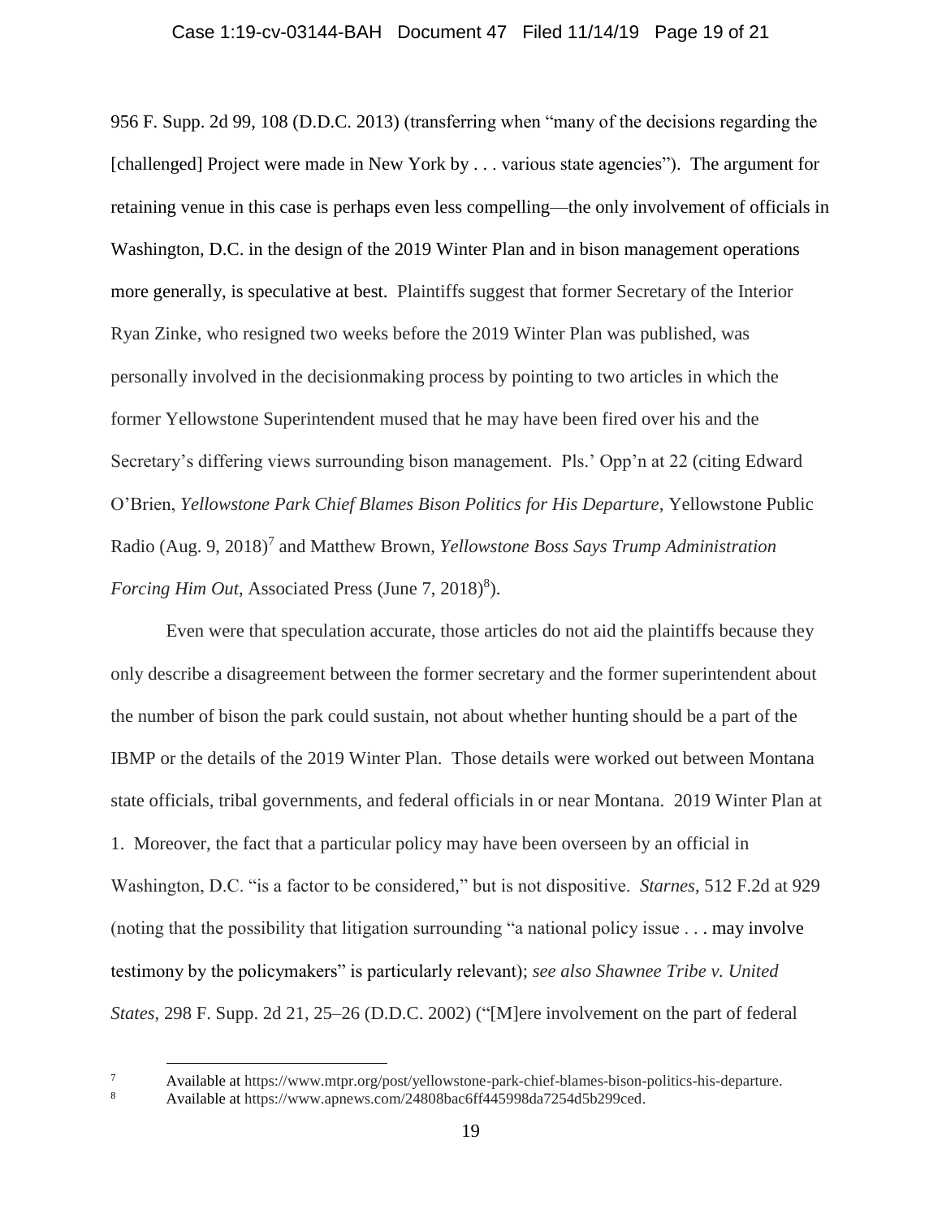956 F. Supp. 2d 99, 108 (D.D.C. 2013) (transferring when "many of the decisions regarding the [challenged] Project were made in New York by . . . various state agencies"). The argument for retaining venue in this case is perhaps even less compelling—the only involvement of officials in Washington, D.C. in the design of the 2019 Winter Plan and in bison management operations more generally, is speculative at best. Plaintiffs suggest that former Secretary of the Interior Ryan Zinke, who resigned two weeks before the 2019 Winter Plan was published, was personally involved in the decisionmaking process by pointing to two articles in which the former Yellowstone Superintendent mused that he may have been fired over his and the Secretary's differing views surrounding bison management. Pls.' Opp'n at 22 (citing Edward O'Brien, *Yellowstone Park Chief Blames Bison Politics for His Departure*, Yellowstone Public Radio (Aug. 9, 2018)[7] and Matthew Brown, *Yellowstone Boss Says Trump Administration Forcing Him Out*, Associated Press (June 7, 2018)[8]).

Even were that speculation accurate, those articles do not aid the plaintiffs because they only describe a disagreement between the former secretary and the former superintendent about the number of bison the park could sustain, not about whether hunting should be a part of the IBMP or the details of the 2019 Winter Plan. Those details were worked out between Montana state officials, tribal governments, and federal officials in or near Montana. 2019 Winter Plan at 1. Moreover, the fact that a particular policy may have been overseen by an official in Washington, D.C. "is a factor to be considered," but is not dispositive. *Starnes*, 512 F.2d at 929 (noting that the possibility that litigation surrounding "a national policy issue . . . may involve testimony by the policymakers" is particularly relevant); *see also Shawnee Tribe v. United States*, 298 F. Supp. 2d 21, 25–26 (D.D.C. 2002) ("[M]ere involvement on the part of federal

---

[7] Available at https://www.mtpr.org/post/yellowstone-park-chief-blames-bison-politics-his-departure.

[8] Available at https://www.apnews.com/24808bac6ff445998da7254d5b299ced.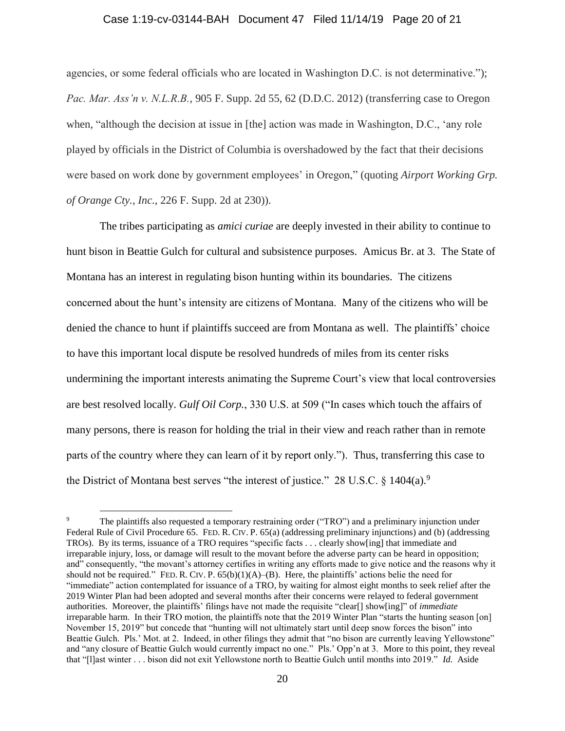agencies, or some federal officials who are located in Washington D.C. is not determinative."); *Pac. Mar. Ass'n v. N.L.R.B.*, 905 F. Supp. 2d 55, 62 (D.D.C. 2012) (transferring case to Oregon when, "although the decision at issue in [the] action was made in Washington, D.C., 'any role played by officials in the District of Columbia is overshadowed by the fact that their decisions were based on work done by government employees' in Oregon," (quoting *Airport Working Grp. of Orange Cty., Inc.*, 226 F. Supp. 2d at 230)).

The tribes participating as *amici curiae* are deeply invested in their ability to continue to hunt bison in Beattie Gulch for cultural and subsistence purposes. Amicus Br. at 3. The State of Montana has an interest in regulating bison hunting within its boundaries. The citizens concerned about the hunt's intensity are citizens of Montana. Many of the citizens who will be denied the chance to hunt if plaintiffs succeed are from Montana as well. The plaintiffs' choice to have this important local dispute be resolved hundreds of miles from its center risks undermining the important interests animating the Supreme Court's view that local controversies are best resolved locally. *Gulf Oil Corp.*, 330 U.S. at 509 ("In cases which touch the affairs of many persons, there is reason for holding the trial in their view and reach rather than in remote parts of the country where they can learn of it by report only."). Thus, transferring this case to the District of Montana best serves "the interest of justice." 28 U.S.C. § 1404(a).[9]

---

[9] The plaintiffs also requested a temporary restraining order ("TRO") and a preliminary injunction under Federal Rule of Civil Procedure 65. FED. R. CIV. P. 65(a) (addressing preliminary injunctions) and (b) (addressing TROs). By its terms, issuance of a TRO requires "specific facts . . . clearly show[ing] that immediate and irreparable injury, loss, or damage will result to the movant before the adverse party can be heard in opposition; and" consequently, "the movant's attorney certifies in writing any efforts made to give notice and the reasons why it should not be required." FED. R. CIV. P. 65(b)(1)(A)–(B). Here, the plaintiffs' actions belie the need for "immediate" action contemplated for issuance of a TRO, by waiting for almost eight months to seek relief after the 2019 Winter Plan had been adopted and several months after their concerns were relayed to federal government authorities. Moreover, the plaintiffs' filings have not made the requisite "clear[] show[ing]" of *immediate* irreparable harm. In their TRO motion, the plaintiffs note that the 2019 Winter Plan "starts the hunting season [on] November 15, 2019" but concede that "hunting will not ultimately start until deep snow forces the bison" into Beattie Gulch. Pls.' Mot. at 2. Indeed, in other filings they admit that "no bison are currently leaving Yellowstone" and "any closure of Beattie Gulch would currently impact no one." Pls.' Opp'n at 3. More to this point, they reveal that "[l]ast winter . . . bison did not exit Yellowstone north to Beattie Gulch until months into 2019." *Id.* Aside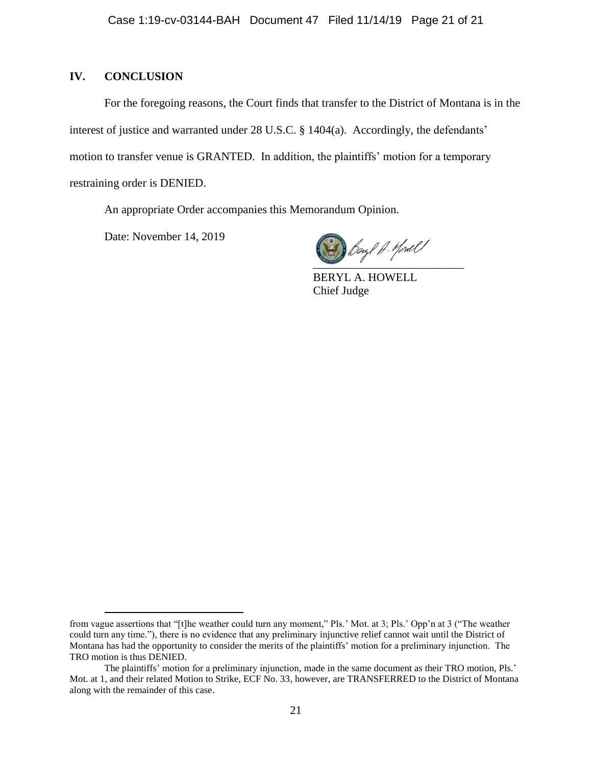## IV. CONCLUSION

For the foregoing reasons, the Court finds that transfer to the District of Montana is in the interest of justice and warranted under 28 U.S.C. § 1404(a). Accordingly, the defendants' motion to transfer venue is GRANTED. In addition, the plaintiffs' motion for a temporary restraining order is DENIED.

An appropriate Order accompanies this Memorandum Opinion.

Date: November 14, 2019

BERYL A. HOWELL
Chief Judge

---

from vague assertions that "[t]he weather could turn any moment," Pls.' Mot. at 3; Pls.' Opp'n at 3 ("The weather could turn any time."), there is no evidence that any preliminary injunctive relief cannot wait until the District of Montana has had the opportunity to consider the merits of the plaintiffs' motion for a preliminary injunction. The TRO motion is thus DENIED.

The plaintiffs' motion for a preliminary injunction, made in the same document as their TRO motion, Pls.' Mot. at 1, and their related Motion to Strike, ECF No. 33, however, are TRANSFERRED to the District of Montana along with the remainder of this case.